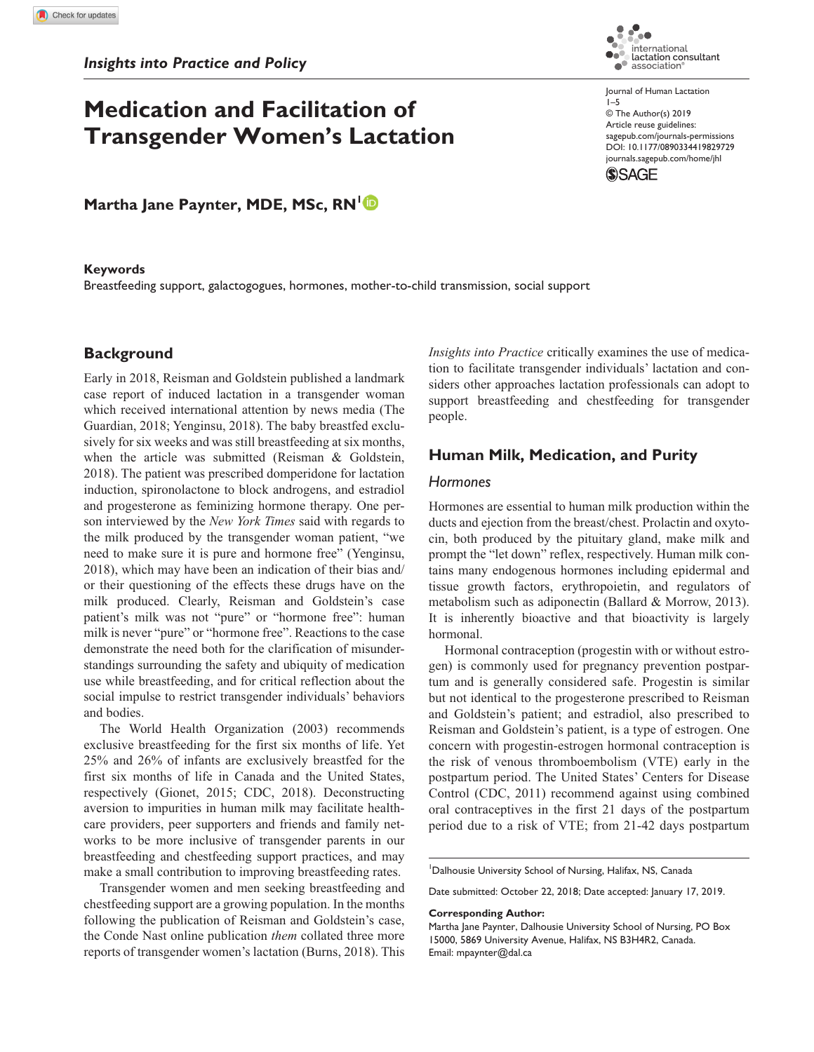*Insights into Practice and Policy*

# Medication and Facilitation of Transgender Women's Lactation

**Martha Jane Paynter, MDE, MSc, RN**[1]

Journal of Human Lactation
1–5
© The Author(s) 2019
Article reuse guidelines:
sagepub.com/journals-permissions
DOI: 10.1177/0890334419829729
journals.sagepub.com/home/jhl

**Keywords**

Breastfeeding support, galactogogues, hormones, mother-to-child transmission, social support

## Background

Early in 2018, Reisman and Goldstein published a landmark case report of induced lactation in a transgender woman which received international attention by news media (The Guardian, 2018; Yenginsu, 2018). The baby breastfed exclusively for six weeks and was still breastfeeding at six months, when the article was submitted (Reisman & Goldstein, 2018). The patient was prescribed domperidone for lactation induction, spironolactone to block androgens, and estradiol and progesterone as feminizing hormone therapy. One person interviewed by the *New York Times* said with regards to the milk produced by the transgender woman patient, "we need to make sure it is pure and hormone free" (Yenginsu, 2018), which may have been an indication of their bias and/or their questioning of the effects these drugs have on the milk produced. Clearly, Reisman and Goldstein's case patient's milk was not "pure" or "hormone free": human milk is never "pure" or "hormone free". Reactions to the case demonstrate the need both for the clarification of misunderstandings surrounding the safety and ubiquity of medication use while breastfeeding, and for critical reflection about the social impulse to restrict transgender individuals' behaviors and bodies.

The World Health Organization (2003) recommends exclusive breastfeeding for the first six months of life. Yet 25% and 26% of infants are exclusively breastfed for the first six months of life in Canada and the United States, respectively (Gionet, 2015; CDC, 2018). Deconstructing aversion to impurities in human milk may facilitate healthcare providers, peer supporters and friends and family networks to be more inclusive of transgender parents in our breastfeeding and chestfeeding support practices, and may make a small contribution to improving breastfeeding rates.

Transgender women and men seeking breastfeeding and chestfeeding support are a growing population. In the months following the publication of Reisman and Goldstein's case, the Conde Nast online publication *them* collated three more reports of transgender women's lactation (Burns, 2018). This *Insights into Practice* critically examines the use of medication to facilitate transgender individuals' lactation and considers other approaches lactation professionals can adopt to support breastfeeding and chestfeeding for transgender people.

## Human Milk, Medication, and Purity

### Hormones

Hormones are essential to human milk production within the ducts and ejection from the breast/chest. Prolactin and oxytocin, both produced by the pituitary gland, make milk and prompt the "let down" reflex, respectively. Human milk contains many endogenous hormones including epidermal and tissue growth factors, erythropoietin, and regulators of metabolism such as adiponectin (Ballard & Morrow, 2013). It is inherently bioactive and that bioactivity is largely hormonal.

Hormonal contraception (progestin with or without estrogen) is commonly used for pregnancy prevention postpartum and is generally considered safe. Progestin is similar but not identical to the progesterone prescribed to Reisman and Goldstein's patient; and estradiol, also prescribed to Reisman and Goldstein's patient, is a type of estrogen. One concern with progestin-estrogen hormonal contraception is the risk of venous thromboembolism (VTE) early in the postpartum period. The United States' Centers for Disease Control (CDC, 2011) recommend against using combined oral contraceptives in the first 21 days of the postpartum period due to a risk of VTE; from 21-42 days postpartum

[1]Dalhousie University School of Nursing, Halifax, NS, Canada

Date submitted: October 22, 2018; Date accepted: January 17, 2019.

**Corresponding Author:**
Martha Jane Paynter, Dalhousie University School of Nursing, PO Box 15000, 5869 University Avenue, Halifax, NS B3H4R2, Canada.
Email: mpaynter@dal.ca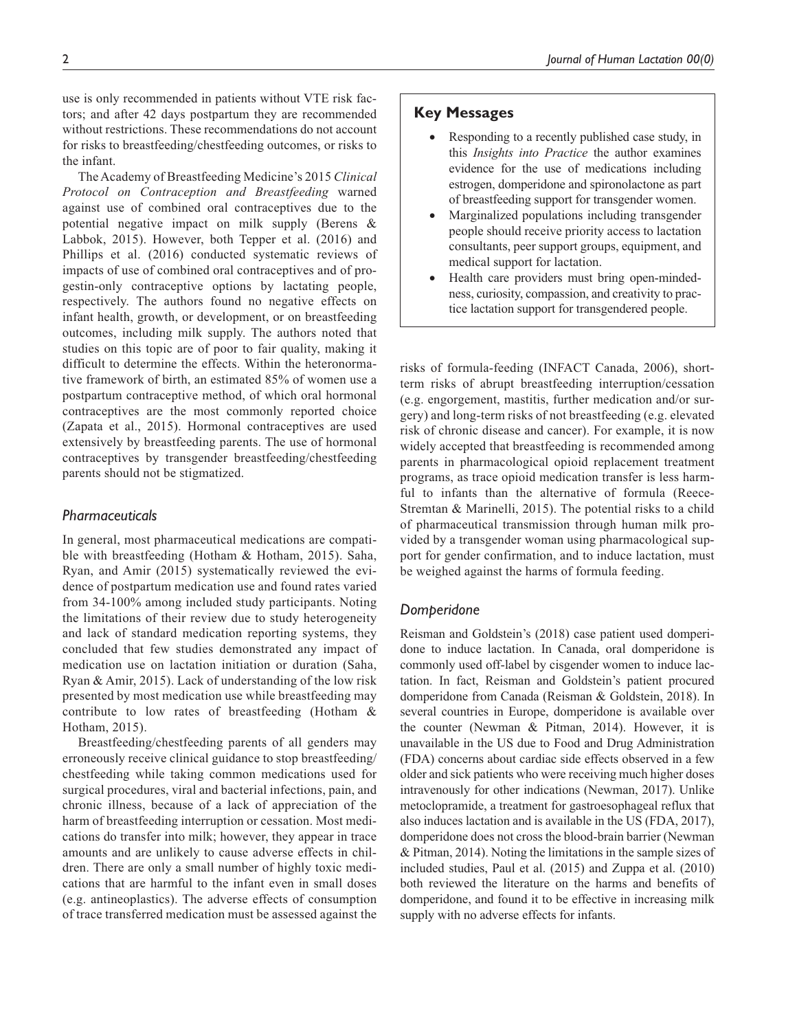use is only recommended in patients without VTE risk factors; and after 42 days postpartum they are recommended without restrictions. These recommendations do not account for risks to breastfeeding/chestfeeding outcomes, or risks to the infant.

The Academy of Breastfeeding Medicine's 2015 *Clinical Protocol on Contraception and Breastfeeding* warned against use of combined oral contraceptives due to the potential negative impact on milk supply (Berens & Labbok, 2015). However, both Tepper et al. (2016) and Phillips et al. (2016) conducted systematic reviews of impacts of use of combined oral contraceptives and of progestin-only contraceptive options by lactating people, respectively. The authors found no negative effects on infant health, growth, or development, or on breastfeeding outcomes, including milk supply. The authors noted that studies on this topic are of poor to fair quality, making it difficult to determine the effects. Within the heteronormative framework of birth, an estimated 85% of women use a postpartum contraceptive method, of which oral hormonal contraceptives are the most commonly reported choice (Zapata et al., 2015). Hormonal contraceptives are used extensively by breastfeeding parents. The use of hormonal contraceptives by transgender breastfeeding/chestfeeding parents should not be stigmatized.

### Key Messages

- Responding to a recently published case study, in this *Insights into Practice* the author examines evidence for the use of medications including estrogen, domperidone and spironolactone as part of breastfeeding support for transgender women.
- Marginalized populations including transgender people should receive priority access to lactation consultants, peer support groups, equipment, and medical support for lactation.
- Health care providers must bring open-mindedness, curiosity, compassion, and creativity to practice lactation support for transgendered people.

## *Pharmaceuticals*

In general, most pharmaceutical medications are compatible with breastfeeding (Hotham & Hotham, 2015). Saha, Ryan, and Amir (2015) systematically reviewed the evidence of postpartum medication use and found rates varied from 34-100% among included study participants. Noting the limitations of their review due to study heterogeneity and lack of standard medication reporting systems, they concluded that few studies demonstrated any impact of medication use on lactation initiation or duration (Saha, Ryan & Amir, 2015). Lack of understanding of the low risk presented by most medication use while breastfeeding may contribute to low rates of breastfeeding (Hotham & Hotham, 2015).

Breastfeeding/chestfeeding parents of all genders may erroneously receive clinical guidance to stop breastfeeding/chestfeeding while taking common medications used for surgical procedures, viral and bacterial infections, pain, and chronic illness, because of a lack of appreciation of the harm of breastfeeding interruption or cessation. Most medications do transfer into milk; however, they appear in trace amounts and are unlikely to cause adverse effects in children. There are only a small number of highly toxic medications that are harmful to the infant even in small doses (e.g. antineoplastics). The adverse effects of consumption of trace transferred medication must be assessed against the risks of formula-feeding (INFACT Canada, 2006), short-term risks of abrupt breastfeeding interruption/cessation (e.g. engorgement, mastitis, further medication and/or surgery) and long-term risks of not breastfeeding (e.g. elevated risk of chronic disease and cancer). For example, it is now widely accepted that breastfeeding is recommended among parents in pharmacological opioid replacement treatment programs, as trace opioid medication transfer is less harmful to infants than the alternative of formula (Reece-Stremtan & Marinelli, 2015). The potential risks to a child of pharmaceutical transmission through human milk provided by a transgender woman using pharmacological support for gender confirmation, and to induce lactation, must be weighed against the harms of formula feeding.

## *Domperidone*

Reisman and Goldstein's (2018) case patient used domperidone to induce lactation. In Canada, oral domperidone is commonly used off-label by cisgender women to induce lactation. In fact, Reisman and Goldstein's patient procured domperidone from Canada (Reisman & Goldstein, 2018). In several countries in Europe, domperidone is available over the counter (Newman & Pitman, 2014). However, it is unavailable in the US due to Food and Drug Administration (FDA) concerns about cardiac side effects observed in a few older and sick patients who were receiving much higher doses intravenously for other indications (Newman, 2017). Unlike metoclopramide, a treatment for gastroesophageal reflux that also induces lactation and is available in the US (FDA, 2017), domperidone does not cross the blood-brain barrier (Newman & Pitman, 2014). Noting the limitations in the sample sizes of included studies, Paul et al. (2015) and Zuppa et al. (2010) both reviewed the literature on the harms and benefits of domperidone, and found it to be effective in increasing milk supply with no adverse effects for infants.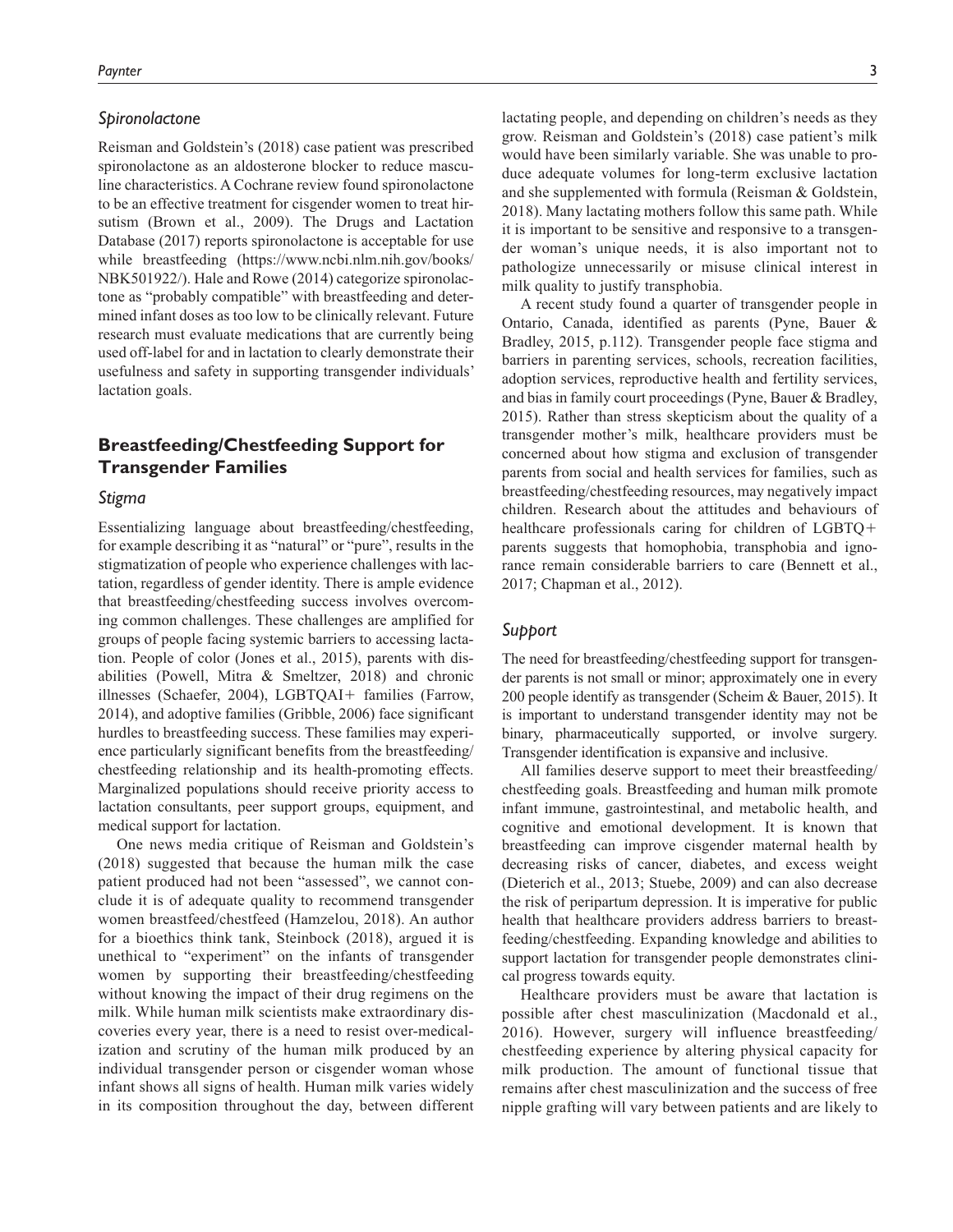### Spironolactone

Reisman and Goldstein's (2018) case patient was prescribed spironolactone as an aldosterone blocker to reduce masculine characteristics. A Cochrane review found spironolactone to be an effective treatment for cisgender women to treat hirsutism (Brown et al., 2009). The Drugs and Lactation Database (2017) reports spironolactone is acceptable for use while breastfeeding (https://www.ncbi.nlm.nih.gov/books/NBK501922/). Hale and Rowe (2014) categorize spironolactone as "probably compatible" with breastfeeding and determined infant doses as too low to be clinically relevant. Future research must evaluate medications that are currently being used off-label for and in lactation to clearly demonstrate their usefulness and safety in supporting transgender individuals' lactation goals.

## Breastfeeding/Chestfeeding Support for Transgender Families

### Stigma

Essentializing language about breastfeeding/chestfeeding, for example describing it as "natural" or "pure", results in the stigmatization of people who experience challenges with lactation, regardless of gender identity. There is ample evidence that breastfeeding/chestfeeding success involves overcoming common challenges. These challenges are amplified for groups of people facing systemic barriers to accessing lactation. People of color (Jones et al., 2015), parents with disabilities (Powell, Mitra & Smeltzer, 2018) and chronic illnesses (Schaefer, 2004), LGBTQAI+ families (Farrow, 2014), and adoptive families (Gribble, 2006) face significant hurdles to breastfeeding success. These families may experience particularly significant benefits from the breastfeeding/chestfeeding relationship and its health-promoting effects. Marginalized populations should receive priority access to lactation consultants, peer support groups, equipment, and medical support for lactation.

One news media critique of Reisman and Goldstein's (2018) suggested that because the human milk the case patient produced had not been "assessed", we cannot conclude it is of adequate quality to recommend transgender women breastfeed/chestfeed (Hamzelou, 2018). An author for a bioethics think tank, Steinbock (2018), argued it is unethical to "experiment" on the infants of transgender women by supporting their breastfeeding/chestfeeding without knowing the impact of their drug regimens on the milk. While human milk scientists make extraordinary discoveries every year, there is a need to resist over-medicalization and scrutiny of the human milk produced by an individual transgender person or cisgender woman whose infant shows all signs of health. Human milk varies widely in its composition throughout the day, between different lactating people, and depending on children's needs as they grow. Reisman and Goldstein's (2018) case patient's milk would have been similarly variable. She was unable to produce adequate volumes for long-term exclusive lactation and she supplemented with formula (Reisman & Goldstein, 2018). Many lactating mothers follow this same path. While it is important to be sensitive and responsive to a transgender woman's unique needs, it is also important not to pathologize unnecessarily or misuse clinical interest in milk quality to justify transphobia.

A recent study found a quarter of transgender people in Ontario, Canada, identified as parents (Pyne, Bauer & Bradley, 2015, p.112). Transgender people face stigma and barriers in parenting services, schools, recreation facilities, adoption services, reproductive health and fertility services, and bias in family court proceedings (Pyne, Bauer & Bradley, 2015). Rather than stress skepticism about the quality of a transgender mother's milk, healthcare providers must be concerned about how stigma and exclusion of transgender parents from social and health services for families, such as breastfeeding/chestfeeding resources, may negatively impact children. Research about the attitudes and behaviours of healthcare professionals caring for children of LGBTQ+ parents suggests that homophobia, transphobia and ignorance remain considerable barriers to care (Bennett et al., 2017; Chapman et al., 2012).

### Support

The need for breastfeeding/chestfeeding support for transgender parents is not small or minor; approximately one in every 200 people identify as transgender (Scheim & Bauer, 2015). It is important to understand transgender identity may not be binary, pharmaceutically supported, or involve surgery. Transgender identification is expansive and inclusive.

All families deserve support to meet their breastfeeding/chestfeeding goals. Breastfeeding and human milk promote infant immune, gastrointestinal, and metabolic health, and cognitive and emotional development. It is known that breastfeeding can improve cisgender maternal health by decreasing risks of cancer, diabetes, and excess weight (Dieterich et al., 2013; Stuebe, 2009) and can also decrease the risk of peripartum depression. It is imperative for public health that healthcare providers address barriers to breastfeeding/chestfeeding. Expanding knowledge and abilities to support lactation for transgender people demonstrates clinical progress towards equity.

Healthcare providers must be aware that lactation is possible after chest masculinization (Macdonald et al., 2016). However, surgery will influence breastfeeding/chestfeeding experience by altering physical capacity for milk production. The amount of functional tissue that remains after chest masculinization and the success of free nipple grafting will vary between patients and are likely to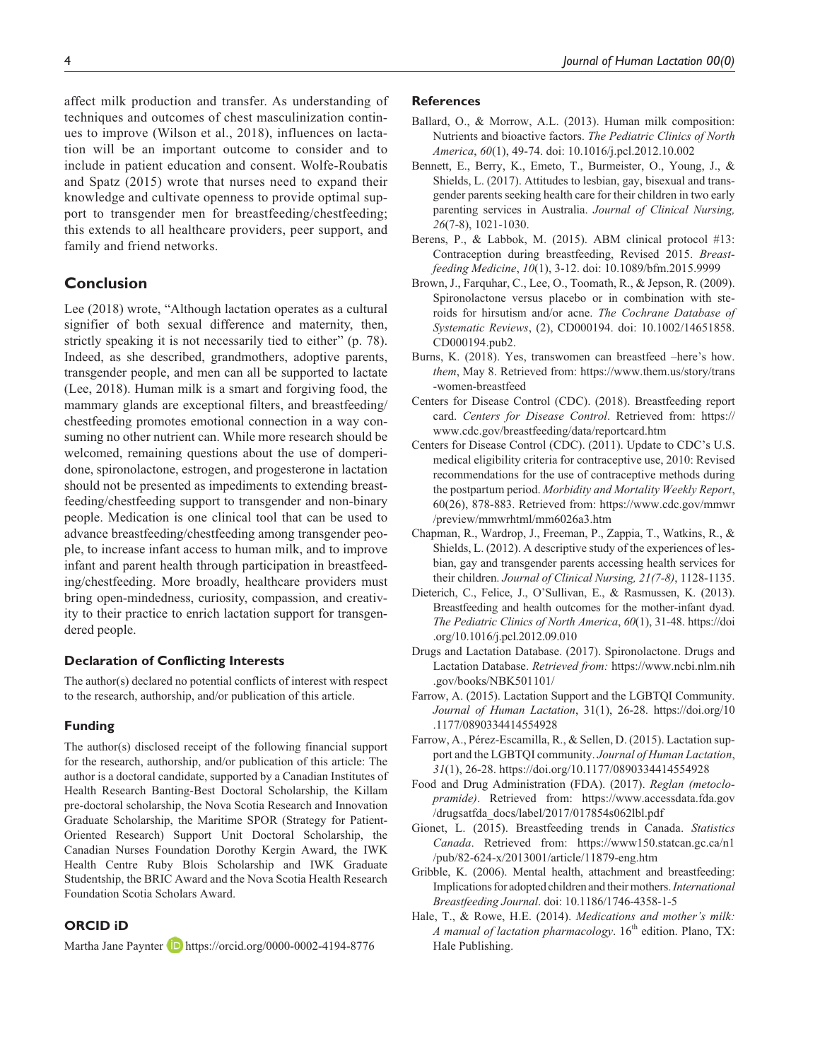affect milk production and transfer. As understanding of techniques and outcomes of chest masculinization continues to improve (Wilson et al., 2018), influences on lactation will be an important outcome to consider and to include in patient education and consent. Wolfe-Roubatis and Spatz (2015) wrote that nurses need to expand their knowledge and cultivate openness to provide optimal support to transgender men for breastfeeding/chestfeeding; this extends to all healthcare providers, peer support, and family and friend networks.

## Conclusion

Lee (2018) wrote, "Although lactation operates as a cultural signifier of both sexual difference and maternity, then, strictly speaking it is not necessarily tied to either" (p. 78). Indeed, as she described, grandmothers, adoptive parents, transgender people, and men can all be supported to lactate (Lee, 2018). Human milk is a smart and forgiving food, the mammary glands are exceptional filters, and breastfeeding/chestfeeding promotes emotional connection in a way consuming no other nutrient can. While more research should be welcomed, remaining questions about the use of domperidone, spironolactone, estrogen, and progesterone in lactation should not be presented as impediments to extending breastfeeding/chestfeeding support to transgender and non-binary people. Medication is one clinical tool that can be used to advance breastfeeding/chestfeeding among transgender people, to increase infant access to human milk, and to improve infant and parent health through participation in breastfeeding/chestfeeding. More broadly, healthcare providers must bring open-mindedness, curiosity, compassion, and creativity to their practice to enrich lactation support for transgendered people.

### Declaration of Conflicting Interests

The author(s) declared no potential conflicts of interest with respect to the research, authorship, and/or publication of this article.

### Funding

The author(s) disclosed receipt of the following financial support for the research, authorship, and/or publication of this article: The author is a doctoral candidate, supported by a Canadian Institutes of Health Research Banting-Best Doctoral Scholarship, the Killam pre-doctoral scholarship, the Nova Scotia Research and Innovation Graduate Scholarship, the Maritime SPOR (Strategy for Patient-Oriented Research) Support Unit Doctoral Scholarship, the Canadian Nurses Foundation Dorothy Kergin Award, the IWK Health Centre Ruby Blois Scholarship and IWK Graduate Studentship, the BRIC Award and the Nova Scotia Health Research Foundation Scotia Scholars Award.

### ORCID iD

Martha Jane Paynter https://orcid.org/0000-0002-4194-8776

### References

Ballard, O., & Morrow, A.L. (2013). Human milk composition: Nutrients and bioactive factors. *The Pediatric Clinics of North America*, *60*(1), 49-74. doi: 10.1016/j.pcl.2012.10.002

Bennett, E., Berry, K., Emeto, T., Burmeister, O., Young, J., & Shields, L. (2017). Attitudes to lesbian, gay, bisexual and transgender parents seeking health care for their children in two early parenting services in Australia. *Journal of Clinical Nursing, 26*(7-8), 1021-1030.

Berens, P., & Labbok, M. (2015). ABM clinical protocol #13: Contraception during breastfeeding, Revised 2015. *Breastfeeding Medicine*, *10*(1), 3-12. doi: 10.1089/bfm.2015.9999

Brown, J., Farquhar, C., Lee, O., Toomath, R., & Jepson, R. (2009). Spironolactone versus placebo or in combination with steroids for hirsutism and/or acne. *The Cochrane Database of Systematic Reviews*, (2), CD000194. doi: 10.1002/14651858.CD000194.pub2.

Burns, K. (2018). Yes, transwomen can breastfeed –here's how. *them*, May 8. Retrieved from: https://www.them.us/story/trans-women-breastfeed

Centers for Disease Control (CDC). (2018). Breastfeeding report card. *Centers for Disease Control*. Retrieved from: https://www.cdc.gov/breastfeeding/data/reportcard.htm

Centers for Disease Control (CDC). (2011). Update to CDC's U.S. medical eligibility criteria for contraceptive use, 2010: Revised recommendations for the use of contraceptive methods during the postpartum period. *Morbidity and Mortality Weekly Report*, 60(26), 878-883. Retrieved from: https://www.cdc.gov/mmwr/preview/mmwrhtml/mm6026a3.htm

Chapman, R., Wardrop, J., Freeman, P., Zappia, T., Watkins, R., & Shields, L. (2012). A descriptive study of the experiences of lesbian, gay and transgender parents accessing health services for their children. *Journal of Clinical Nursing, 21(7-8)*, 1128-1135.

Dieterich, C., Felice, J., O'Sullivan, E., & Rasmussen, K. (2013). Breastfeeding and health outcomes for the mother-infant dyad. *The Pediatric Clinics of North America*, *60*(1), 31-48. https://doi.org/10.1016/j.pcl.2012.09.010

Drugs and Lactation Database. (2017). Spironolactone. Drugs and Lactation Database. *Retrieved from:* https://www.ncbi.nlm.nih.gov/books/NBK501101/

Farrow, A. (2015). Lactation Support and the LGBTQI Community. *Journal of Human Lactation*, 31(1), 26-28. https://doi.org/10.1177/0890334414554928

Farrow, A., Pérez-Escamilla, R., & Sellen, D. (2015). Lactation support and the LGBTQI community. *Journal of Human Lactation*, *31*(1), 26-28. https://doi.org/10.1177/0890334414554928

Food and Drug Administration (FDA). (2017). *Reglan (metoclopramide)*. Retrieved from: https://www.accessdata.fda.gov/drugsatfda_docs/label/2017/017854s062lbl.pdf

Gionet, L. (2015). Breastfeeding trends in Canada. *Statistics Canada*. Retrieved from: https://www150.statcan.gc.ca/n1/pub/82-624-x/2013001/article/11879-eng.htm

Gribble, K. (2006). Mental health, attachment and breastfeeding: Implications for adopted children and their mothers. *International Breastfeeding Journal*. doi: 10.1186/1746-4358-1-5

Hale, T., & Rowe, H.E. (2014). *Medications and mother's milk: A manual of lactation pharmacology*. 16th edition. Plano, TX: Hale Publishing.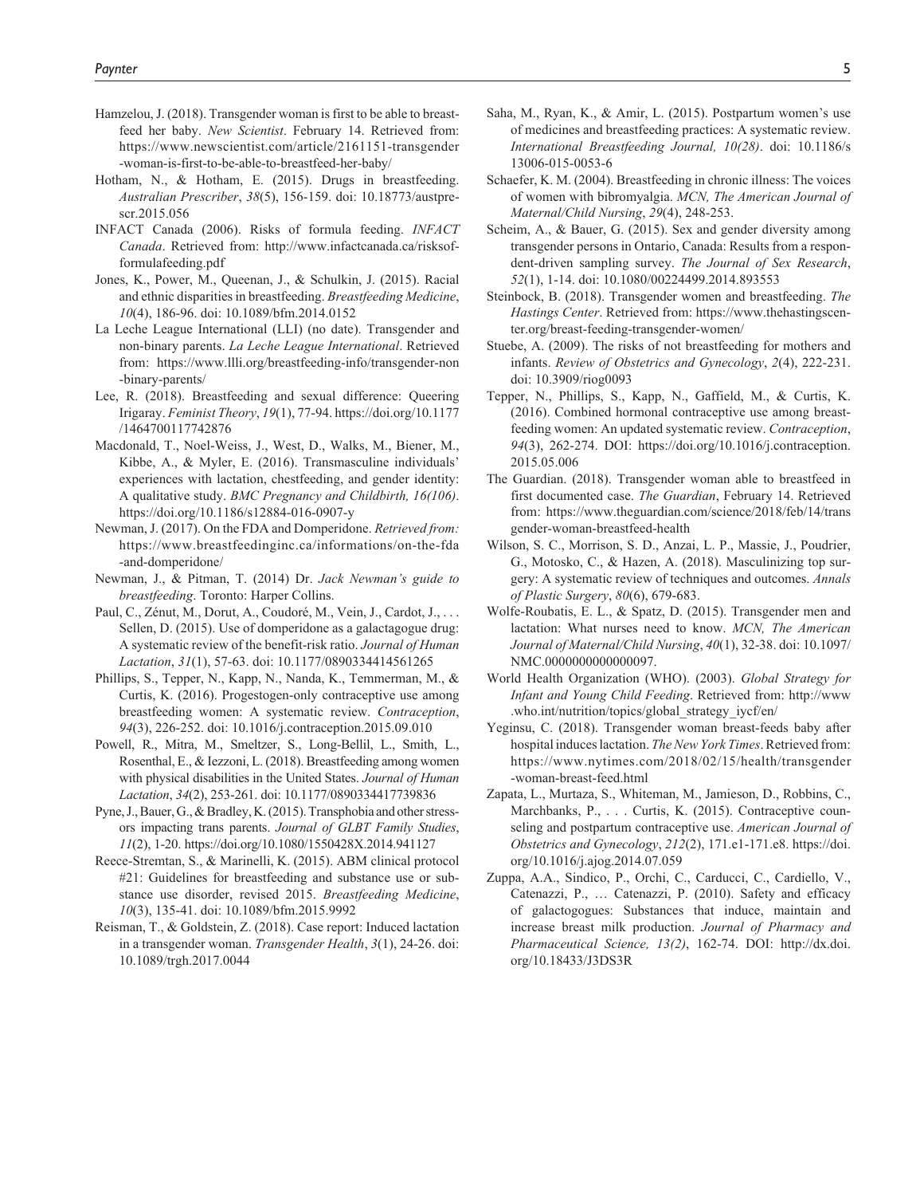Hamzelou, J. (2018). Transgender woman is first to be able to breastfeed her baby. *New Scientist*. February 14. Retrieved from: https://www.newscientist.com/article/2161151-transgender-woman-is-first-to-be-able-to-breastfeed-her-baby/

Hotham, N., & Hotham, E. (2015). Drugs in breastfeeding. *Australian Prescriber*, *38*(5), 156-159. doi: 10.18773/austprescr.2015.056

INFACT Canada (2006). Risks of formula feeding. *INFACT Canada*. Retrieved from: http://www.infactcanada.ca/risksofformulafeeding.pdf

Jones, K., Power, M., Queenan, J., & Schulkin, J. (2015). Racial and ethnic disparities in breastfeeding. *Breastfeeding Medicine*, *10*(4), 186-96. doi: 10.1089/bfm.2014.0152

La Leche League International (LLI) (no date). Transgender and non-binary parents. *La Leche League International*. Retrieved from: https://www.llli.org/breastfeeding-info/transgender-non-binary-parents/

Lee, R. (2018). Breastfeeding and sexual difference: Queering Irigaray. *Feminist Theory*, *19*(1), 77-94. https://doi.org/10.1177/1464700117742876

Macdonald, T., Noel-Weiss, J., West, D., Walks, M., Biener, M., Kibbe, A., & Myler, E. (2016). Transmasculine individuals' experiences with lactation, chestfeeding, and gender identity: A qualitative study. *BMC Pregnancy and Childbirth, 16(106)*. https://doi.org/10.1186/s12884-016-0907-y

Newman, J. (2017). On the FDA and Domperidone. *Retrieved from:* https://www.breastfeedinginc.ca/informations/on-the-fda-and-domperidone/

Newman, J., & Pitman, T. (2014) Dr. *Jack Newman's guide to breastfeeding*. Toronto: Harper Collins.

Paul, C., Zénut, M., Dorut, A., Coudoré, M., Vein, J., Cardot, J., . . . Sellen, D. (2015). Use of domperidone as a galactagogue drug: A systematic review of the benefit-risk ratio. *Journal of Human Lactation*, *31*(1), 57-63. doi: 10.1177/0890334414561265

Phillips, S., Tepper, N., Kapp, N., Nanda, K., Temmerman, M., & Curtis, K. (2016). Progestogen-only contraceptive use among breastfeeding women: A systematic review. *Contraception*, *94*(3), 226-252. doi: 10.1016/j.contraception.2015.09.010

Powell, R., Mitra, M., Smeltzer, S., Long-Bellil, L., Smith, L., Rosenthal, E., & Iezzoni, L. (2018). Breastfeeding among women with physical disabilities in the United States. *Journal of Human Lactation*, *34*(2), 253-261. doi: 10.1177/0890334417739836

Pyne, J., Bauer, G., & Bradley, K. (2015). Transphobia and other stressors impacting trans parents. *Journal of GLBT Family Studies*, *11*(2), 1-20. https://doi.org/10.1080/1550428X.2014.941127

Reece-Stremtan, S., & Marinelli, K. (2015). ABM clinical protocol #21: Guidelines for breastfeeding and substance use or substance use disorder, revised 2015. *Breastfeeding Medicine*, *10*(3), 135-41. doi: 10.1089/bfm.2015.9992

Reisman, T., & Goldstein, Z. (2018). Case report: Induced lactation in a transgender woman. *Transgender Health*, *3*(1), 24-26. doi: 10.1089/trgh.2017.0044

Saha, M., Ryan, K., & Amir, L. (2015). Postpartum women's use of medicines and breastfeeding practices: A systematic review. *International Breastfeeding Journal, 10(28)*. doi: 10.1186/s13006-015-0053-6

Schaefer, K. M. (2004). Breastfeeding in chronic illness: The voices of women with bibromyalgia. *MCN, The American Journal of Maternal/Child Nursing*, *29*(4), 248-253.

Scheim, A., & Bauer, G. (2015). Sex and gender diversity among transgender persons in Ontario, Canada: Results from a respondent-driven sampling survey. *The Journal of Sex Research*, *52*(1), 1-14. doi: 10.1080/00224499.2014.893553

Steinbock, B. (2018). Transgender women and breastfeeding. *The Hastings Center*. Retrieved from: https://www.thehastingscenter.org/breast-feeding-transgender-women/

Stuebe, A. (2009). The risks of not breastfeeding for mothers and infants. *Review of Obstetrics and Gynecology*, *2*(4), 222-231. doi: 10.3909/riog0093

Tepper, N., Phillips, S., Kapp, N., Gaffield, M., & Curtis, K. (2016). Combined hormonal contraceptive use among breastfeeding women: An updated systematic review. *Contraception*, *94*(3), 262-274. DOI: https://doi.org/10.1016/j.contraception.2015.05.006

The Guardian. (2018). Transgender woman able to breastfeed in first documented case. *The Guardian*, February 14. Retrieved from: https://www.theguardian.com/science/2018/feb/14/transgender-woman-breastfeed-health

Wilson, S. C., Morrison, S. D., Anzai, L. P., Massie, J., Poudrier, G., Motosko, C., & Hazen, A. (2018). Masculinizing top surgery: A systematic review of techniques and outcomes. *Annals of Plastic Surgery*, *80*(6), 679-683.

Wolfe-Roubatis, E. L., & Spatz, D. (2015). Transgender men and lactation: What nurses need to know. *MCN, The American Journal of Maternal/Child Nursing*, *40*(1), 32-38. doi: 10.1097/NMC.0000000000000097.

World Health Organization (WHO). (2003). *Global Strategy for Infant and Young Child Feeding*. Retrieved from: http://www.who.int/nutrition/topics/global_strategy_iycf/en/

Yeginsu, C. (2018). Transgender woman breast-feeds baby after hospital induces lactation. *The New York Times*. Retrieved from: https://www.nytimes.com/2018/02/15/health/transgender-woman-breast-feed.html

Zapata, L., Murtaza, S., Whiteman, M., Jamieson, D., Robbins, C., Marchbanks, P., . . . Curtis, K. (2015). Contraceptive counseling and postpartum contraceptive use. *American Journal of Obstetrics and Gynecology*, *212*(2), 171.e1-171.e8. https://doi.org/10.1016/j.ajog.2014.07.059

Zuppa, A.A., Sindico, P., Orchi, C., Carducci, C., Cardiello, V., Catenazzi, P., … Catenazzi, P. (2010). Safety and efficacy of galactogogues: Substances that induce, maintain and increase breast milk production. *Journal of Pharmacy and Pharmaceutical Science, 13(2)*, 162-74. DOI: http://dx.doi.org/10.18433/J3DS3R